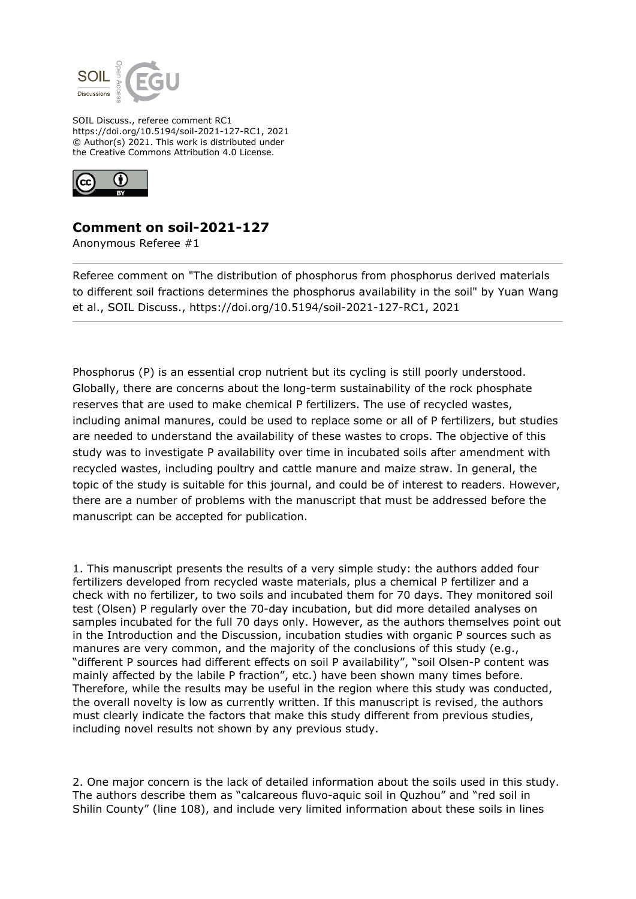SOIL Discuss., referee comment RC1
https://doi.org/10.5194/soil-2021-127-RC1, 2021
© Author(s) 2021. This work is distributed under
the Creative Commons Attribution 4.0 License.

## Comment on soil-2021-127

Anonymous Referee #1

Referee comment on "The distribution of phosphorus from phosphorus derived materials to different soil fractions determines the phosphorus availability in the soil" by Yuan Wang et al., SOIL Discuss., https://doi.org/10.5194/soil-2021-127-RC1, 2021

Phosphorus (P) is an essential crop nutrient but its cycling is still poorly understood. Globally, there are concerns about the long-term sustainability of the rock phosphate reserves that are used to make chemical P fertilizers. The use of recycled wastes, including animal manures, could be used to replace some or all of P fertilizers, but studies are needed to understand the availability of these wastes to crops. The objective of this study was to investigate P availability over time in incubated soils after amendment with recycled wastes, including poultry and cattle manure and maize straw. In general, the topic of the study is suitable for this journal, and could be of interest to readers. However, there are a number of problems with the manuscript that must be addressed before the manuscript can be accepted for publication.

1. This manuscript presents the results of a very simple study: the authors added four fertilizers developed from recycled waste materials, plus a chemical P fertilizer and a check with no fertilizer, to two soils and incubated them for 70 days. They monitored soil test (Olsen) P regularly over the 70-day incubation, but did more detailed analyses on samples incubated for the full 70 days only. However, as the authors themselves point out in the Introduction and the Discussion, incubation studies with organic P sources such as manures are very common, and the majority of the conclusions of this study (e.g., "different P sources had different effects on soil P availability", "soil Olsen-P content was mainly affected by the labile P fraction", etc.) have been shown many times before. Therefore, while the results may be useful in the region where this study was conducted, the overall novelty is low as currently written. If this manuscript is revised, the authors must clearly indicate the factors that make this study different from previous studies, including novel results not shown by any previous study.

2. One major concern is the lack of detailed information about the soils used in this study. The authors describe them as "calcareous fluvo-aquic soil in Quzhou" and "red soil in Shilin County" (line 108), and include very limited information about these soils in lines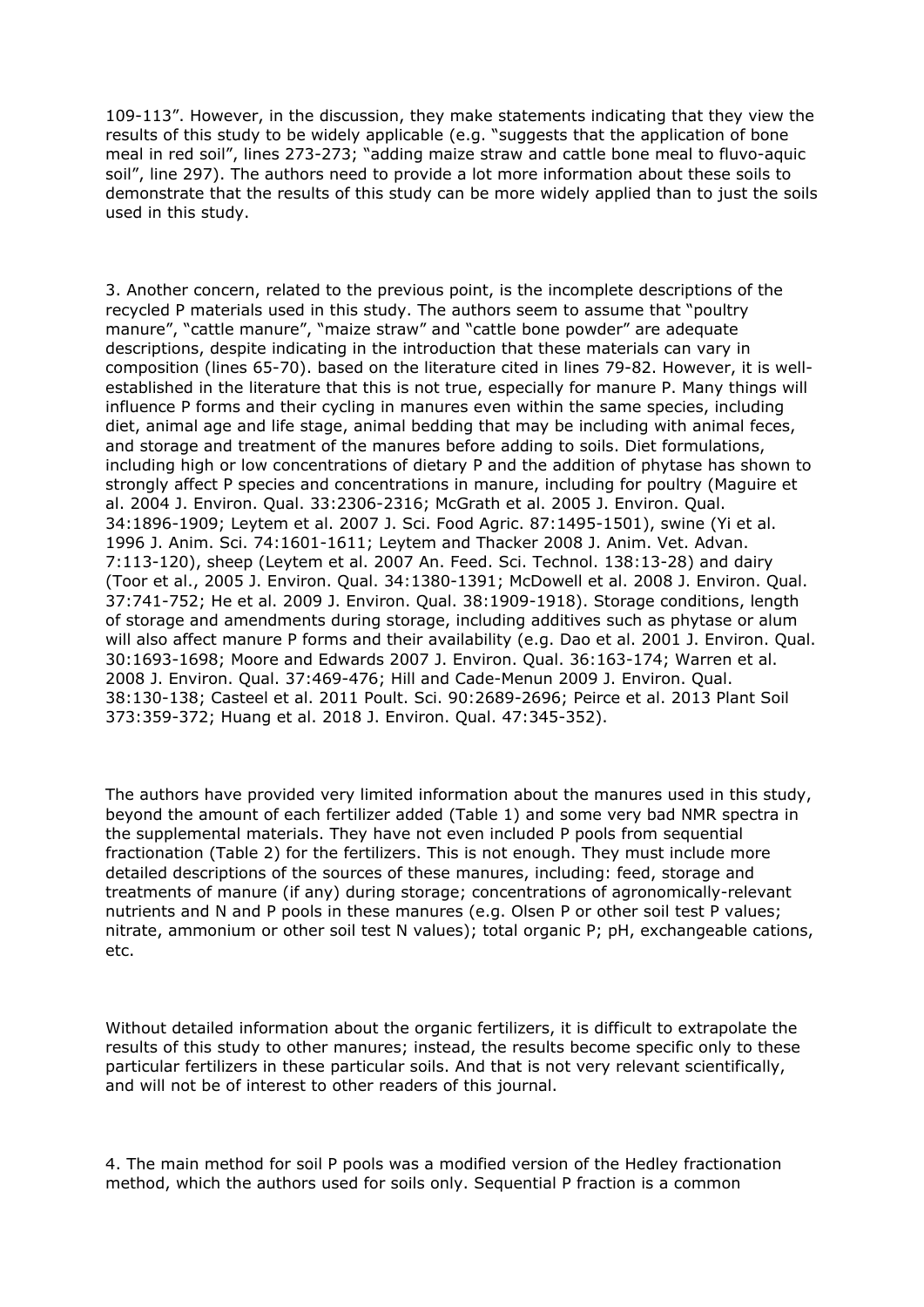109-113”. However, in the discussion, they make statements indicating that they view the results of this study to be widely applicable (e.g. “suggests that the application of bone meal in red soil”, lines 273-273; “adding maize straw and cattle bone meal to fluvo-aquic soil”, line 297). The authors need to provide a lot more information about these soils to demonstrate that the results of this study can be more widely applied than to just the soils used in this study.

3. Another concern, related to the previous point, is the incomplete descriptions of the recycled P materials used in this study. The authors seem to assume that “poultry manure”, “cattle manure”, “maize straw” and “cattle bone powder” are adequate descriptions, despite indicating in the introduction that these materials can vary in composition (lines 65-70). based on the literature cited in lines 79-82. However, it is well-established in the literature that this is not true, especially for manure P. Many things will influence P forms and their cycling in manures even within the same species, including diet, animal age and life stage, animal bedding that may be including with animal feces, and storage and treatment of the manures before adding to soils. Diet formulations, including high or low concentrations of dietary P and the addition of phytase has shown to strongly affect P species and concentrations in manure, including for poultry (Maguire et al. 2004 J. Environ. Qual. 33:2306-2316; McGrath et al. 2005 J. Environ. Qual. 34:1896-1909; Leytem et al. 2007 J. Sci. Food Agric. 87:1495-1501), swine (Yi et al. 1996 J. Anim. Sci. 74:1601-1611; Leytem and Thacker 2008 J. Anim. Vet. Advan. 7:113-120), sheep (Leytem et al. 2007 An. Feed. Sci. Technol. 138:13-28) and dairy (Toor et al., 2005 J. Environ. Qual. 34:1380-1391; McDowell et al. 2008 J. Environ. Qual. 37:741-752; He et al. 2009 J. Environ. Qual. 38:1909-1918). Storage conditions, length of storage and amendments during storage, including additives such as phytase or alum will also affect manure P forms and their availability (e.g. Dao et al. 2001 J. Environ. Qual. 30:1693-1698; Moore and Edwards 2007 J. Environ. Qual. 36:163-174; Warren et al. 2008 J. Environ. Qual. 37:469-476; Hill and Cade-Menun 2009 J. Environ. Qual. 38:130-138; Casteel et al. 2011 Poult. Sci. 90:2689-2696; Peirce et al. 2013 Plant Soil 373:359-372; Huang et al. 2018 J. Environ. Qual. 47:345-352).

The authors have provided very limited information about the manures used in this study, beyond the amount of each fertilizer added (Table 1) and some very bad NMR spectra in the supplemental materials. They have not even included P pools from sequential fractionation (Table 2) for the fertilizers. This is not enough. They must include more detailed descriptions of the sources of these manures, including: feed, storage and treatments of manure (if any) during storage; concentrations of agronomically-relevant nutrients and N and P pools in these manures (e.g. Olsen P or other soil test P values; nitrate, ammonium or other soil test N values); total organic P; pH, exchangeable cations, etc.

Without detailed information about the organic fertilizers, it is difficult to extrapolate the results of this study to other manures; instead, the results become specific only to these particular fertilizers in these particular soils. And that is not very relevant scientifically, and will not be of interest to other readers of this journal.

4. The main method for soil P pools was a modified version of the Hedley fractionation method, which the authors used for soils only. Sequential P fraction is a common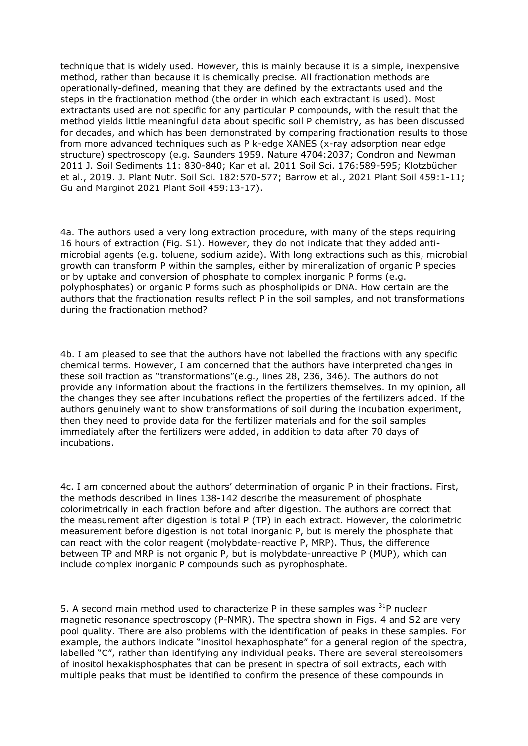technique that is widely used. However, this is mainly because it is a simple, inexpensive method, rather than because it is chemically precise. All fractionation methods are operationally-defined, meaning that they are defined by the extractants used and the steps in the fractionation method (the order in which each extractant is used). Most extractants used are not specific for any particular P compounds, with the result that the method yields little meaningful data about specific soil P chemistry, as has been discussed for decades, and which has been demonstrated by comparing fractionation results to those from more advanced techniques such as P k-edge XANES (x-ray adsorption near edge structure) spectroscopy (e.g. Saunders 1959. Nature 4704:2037; Condron and Newman 2011 J. Soil Sediments 11: 830-840; Kar et al. 2011 Soil Sci. 176:589-595; Klotzbücher et al., 2019. J. Plant Nutr. Soil Sci. 182:570-577; Barrow et al., 2021 Plant Soil 459:1-11; Gu and Marginot 2021 Plant Soil 459:13-17).

4a. The authors used a very long extraction procedure, with many of the steps requiring 16 hours of extraction (Fig. S1). However, they do not indicate that they added anti-microbial agents (e.g. toluene, sodium azide). With long extractions such as this, microbial growth can transform P within the samples, either by mineralization of organic P species or by uptake and conversion of phosphate to complex inorganic P forms (e.g. polyphosphates) or organic P forms such as phospholipids or DNA. How certain are the authors that the fractionation results reflect P in the soil samples, and not transformations during the fractionation method?

4b. I am pleased to see that the authors have not labelled the fractions with any specific chemical terms. However, I am concerned that the authors have interpreted changes in these soil fraction as "transformations"(e.g., lines 28, 236, 346). The authors do not provide any information about the fractions in the fertilizers themselves. In my opinion, all the changes they see after incubations reflect the properties of the fertilizers added. If the authors genuinely want to show transformations of soil during the incubation experiment, then they need to provide data for the fertilizer materials and for the soil samples immediately after the fertilizers were added, in addition to data after 70 days of incubations.

4c. I am concerned about the authors' determination of organic P in their fractions. First, the methods described in lines 138-142 describe the measurement of phosphate colorimetrically in each fraction before and after digestion. The authors are correct that the measurement after digestion is total P (TP) in each extract. However, the colorimetric measurement before digestion is not total inorganic P, but is merely the phosphate that can react with the color reagent (molybdate-reactive P, MRP). Thus, the difference between TP and MRP is not organic P, but is molybdate-unreactive P (MUP), which can include complex inorganic P compounds such as pyrophosphate.

5. A second main method used to characterize P in these samples was $^{31}P$ nuclear magnetic resonance spectroscopy (P-NMR). The spectra shown in Figs. 4 and S2 are very pool quality. There are also problems with the identification of peaks in these samples. For example, the authors indicate "inositol hexaphosphate" for a general region of the spectra, labelled "C", rather than identifying any individual peaks. There are several stereoisomers of inositol hexakisphosphates that can be present in spectra of soil extracts, each with multiple peaks that must be identified to confirm the presence of these compounds in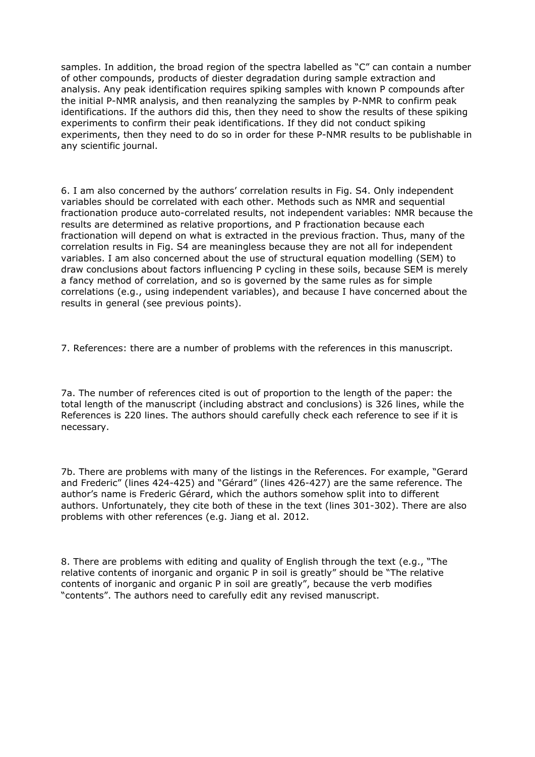samples. In addition, the broad region of the spectra labelled as "C" can contain a number of other compounds, products of diester degradation during sample extraction and analysis. Any peak identification requires spiking samples with known P compounds after the initial P-NMR analysis, and then reanalyzing the samples by P-NMR to confirm peak identifications. If the authors did this, then they need to show the results of these spiking experiments to confirm their peak identifications. If they did not conduct spiking experiments, then they need to do so in order for these P-NMR results to be publishable in any scientific journal.

6. I am also concerned by the authors' correlation results in Fig. S4. Only independent variables should be correlated with each other. Methods such as NMR and sequential fractionation produce auto-correlated results, not independent variables: NMR because the results are determined as relative proportions, and P fractionation because each fractionation will depend on what is extracted in the previous fraction. Thus, many of the correlation results in Fig. S4 are meaningless because they are not all for independent variables. I am also concerned about the use of structural equation modelling (SEM) to draw conclusions about factors influencing P cycling in these soils, because SEM is merely a fancy method of correlation, and so is governed by the same rules as for simple correlations (e.g., using independent variables), and because I have concerned about the results in general (see previous points).

7. References: there are a number of problems with the references in this manuscript.

7a. The number of references cited is out of proportion to the length of the paper: the total length of the manuscript (including abstract and conclusions) is 326 lines, while the References is 220 lines. The authors should carefully check each reference to see if it is necessary.

7b. There are problems with many of the listings in the References. For example, "Gerard and Frederic" (lines 424-425) and "Gérard" (lines 426-427) are the same reference. The author's name is Frederic Gérard, which the authors somehow split into to different authors. Unfortunately, they cite both of these in the text (lines 301-302). There are also problems with other references (e.g. Jiang et al. 2012.

8. There are problems with editing and quality of English through the text (e.g., "The relative contents of inorganic and organic P in soil is greatly" should be "The relative contents of inorganic and organic P in soil are greatly", because the verb modifies "contents". The authors need to carefully edit any revised manuscript.